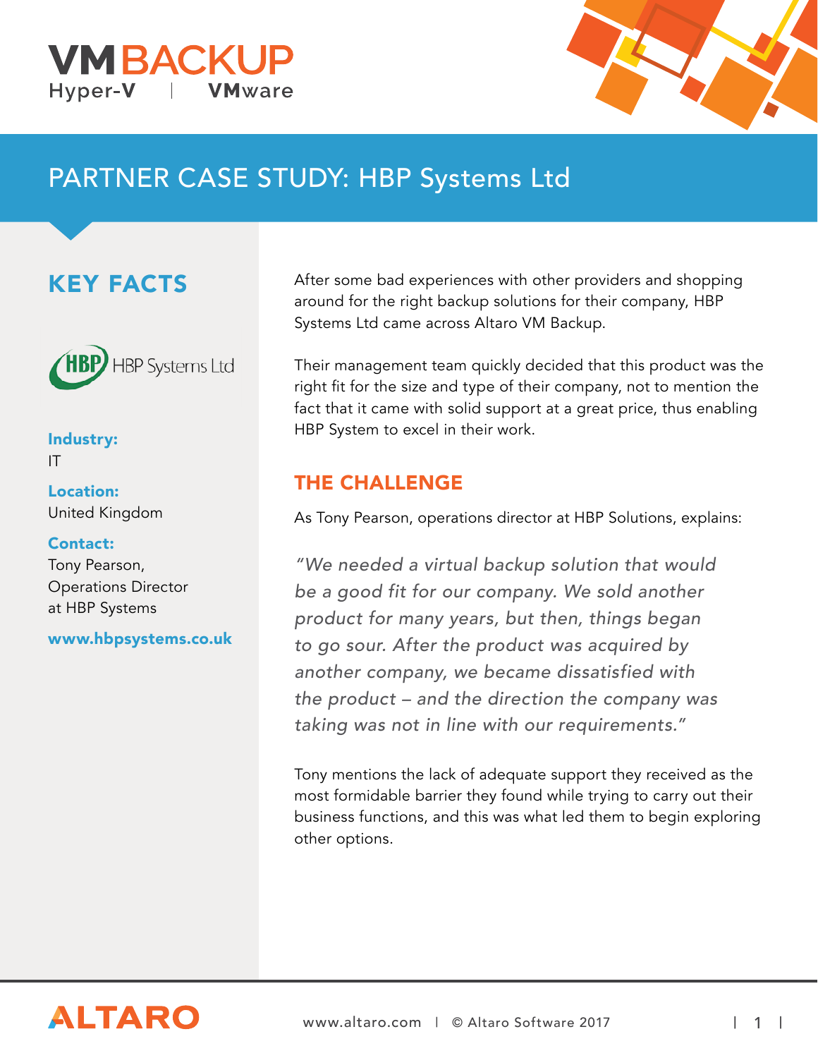VM BACKUP

Hyper-V | VMware

# PARTNER CASE STUDY: HBP Systems Ltd

## KEY FACTS

HBP Systems Ltd

**Industry:**
IT

**Location:**
United Kingdom

**Contact:**
Tony Pearson,
Operations Director
at HBP Systems

**www.hbpsystems.co.uk**

After some bad experiences with other providers and shopping around for the right backup solutions for their company, HBP Systems Ltd came across Altaro VM Backup.

Their management team quickly decided that this product was the right fit for the size and type of their company, not to mention the fact that it came with solid support at a great price, thus enabling HBP System to excel in their work.

## THE CHALLENGE

As Tony Pearson, operations director at HBP Solutions, explains:

*"We needed a virtual backup solution that would be a good fit for our company. We sold another product for many years, but then, things began to go sour. After the product was acquired by another company, we became dissatisfied with the product – and the direction the company was taking was not in line with our requirements."*

Tony mentions the lack of adequate support they received as the most formidable barrier they found while trying to carry out their business functions, and this was what led them to begin exploring other options.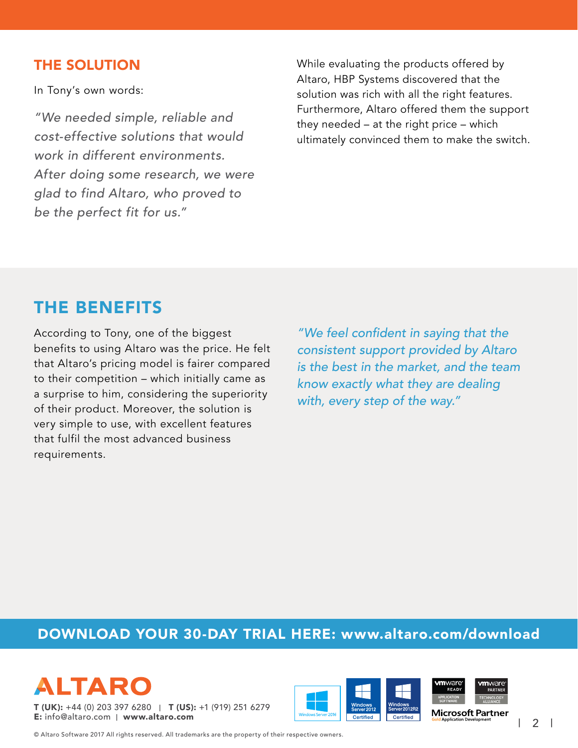## THE SOLUTION

In Tony's own words:

*"We needed simple, reliable and cost-effective solutions that would work in different environments. After doing some research, we were glad to find Altaro, who proved to be the perfect fit for us."*

While evaluating the products offered by Altaro, HBP Systems discovered that the solution was rich with all the right features. Furthermore, Altaro offered them the support they needed – at the right price – which ultimately convinced them to make the switch.

## THE BENEFITS

According to Tony, one of the biggest benefits to using Altaro was the price. He felt that Altaro's pricing model is fairer compared to their competition – which initially came as a surprise to him, considering the superiority of their product. Moreover, the solution is very simple to use, with excellent features that fulfil the most advanced business requirements.

*"We feel confident in saying that the consistent support provided by Altaro is the best in the market, and the team know exactly what they are dealing with, every step of the way."*

**DOWNLOAD YOUR 30-DAY TRIAL HERE: www.altaro.com/download**

ALTARO

**T (UK):** +44 (0) 203 397 6280 | **T (US):** +1 (919) 251 6279
**E:** info@altaro.com | **www.altaro.com**

Windows Server 2016 | Windows Server 2012 Certified | Windows Server 2012R2 Certified | vmware READY APPLICATION SOFTWARE | vmware PARTNER TECHNOLOGY ALLIANCE | Microsoft Partner Gold Application Development

© Altaro Software 2017 All rights reserved. All trademarks are the property of their respective owners.